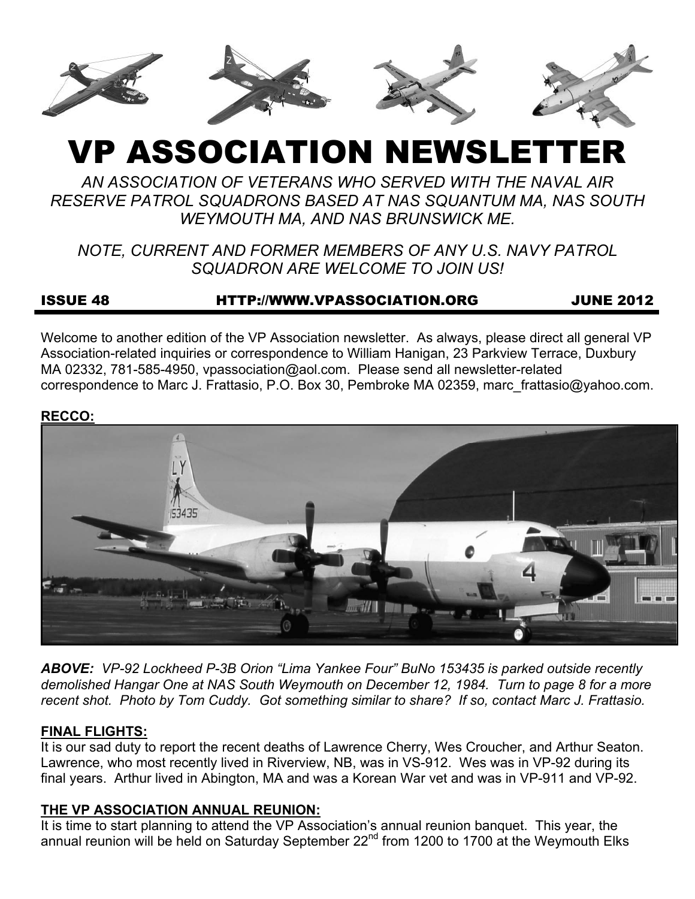# VP ASSOCIATION NEWSLETTER

*AN ASSOCIATION OF VETERANS WHO SERVED WITH THE NAVAL AIR RESERVE PATROL SQUADRONS BASED AT NAS SQUANTUM MA, NAS SOUTH WEYMOUTH MA, AND NAS BRUNSWICK ME.*

*NOTE, CURRENT AND FORMER MEMBERS OF ANY U.S. NAVY PATROL SQUADRON ARE WELCOME TO JOIN US!*

**ISSUE 48 HTTP://WWW.VPASSOCIATION.ORG JUNE 2012**

Welcome to another edition of the VP Association newsletter. As always, please direct all general VP Association-related inquiries or correspondence to William Hanigan, 23 Parkview Terrace, Duxbury MA 02332, 781-585-4950, vpassociation@aol.com. Please send all newsletter-related correspondence to Marc J. Frattasio, P.O. Box 30, Pembroke MA 02359, marc_frattasio@yahoo.com.

## RECCO:

***ABOVE:*** *VP-92 Lockheed P-3B Orion "Lima Yankee Four" BuNo 153435 is parked outside recently demolished Hangar One at NAS South Weymouth on December 12, 1984. Turn to page 8 for a more recent shot. Photo by Tom Cuddy. Got something similar to share? If so, contact Marc J. Frattasio.*

## FINAL FLIGHTS:

It is our sad duty to report the recent deaths of Lawrence Cherry, Wes Croucher, and Arthur Seaton. Lawrence, who most recently lived in Riverview, NB, was in VS-912. Wes was in VP-92 during its final years. Arthur lived in Abington, MA and was a Korean War vet and was in VP-911 and VP-92.

## THE VP ASSOCIATION ANNUAL REUNION:

It is time to start planning to attend the VP Association's annual reunion banquet. This year, the annual reunion will be held on Saturday September 22nd from 1200 to 1700 at the Weymouth Elks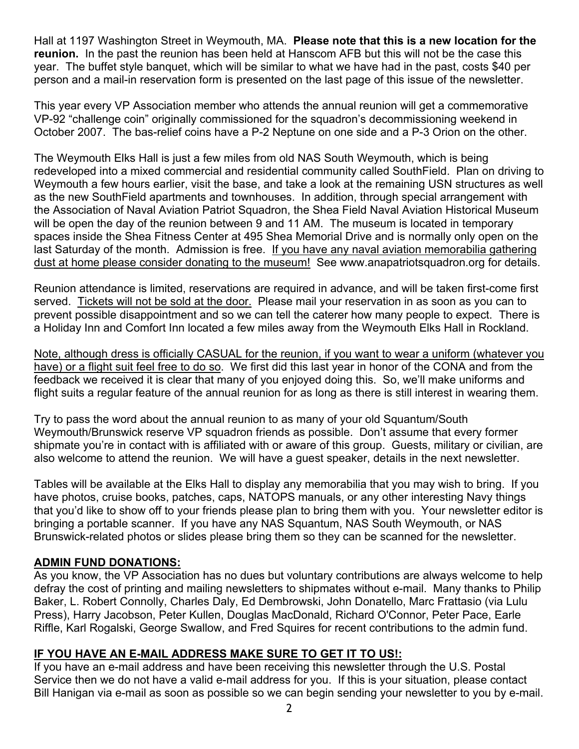Hall at 1197 Washington Street in Weymouth, MA. **Please note that this is a new location for the reunion.** In the past the reunion has been held at Hanscom AFB but this will not be the case this year. The buffet style banquet, which will be similar to what we have had in the past, costs $40 per person and a mail-in reservation form is presented on the last page of this issue of the newsletter.

This year every VP Association member who attends the annual reunion will get a commemorative VP-92 "challenge coin" originally commissioned for the squadron's decommissioning weekend in October 2007. The bas-relief coins have a P-2 Neptune on one side and a P-3 Orion on the other.

The Weymouth Elks Hall is just a few miles from old NAS South Weymouth, which is being redeveloped into a mixed commercial and residential community called SouthField. Plan on driving to Weymouth a few hours earlier, visit the base, and take a look at the remaining USN structures as well as the new SouthField apartments and townhouses. In addition, through special arrangement with the Association of Naval Aviation Patriot Squadron, the Shea Field Naval Aviation Historical Museum will be open the day of the reunion between 9 and 11 AM. The museum is located in temporary spaces inside the Shea Fitness Center at 495 Shea Memorial Drive and is normally only open on the last Saturday of the month. Admission is free. <u>If you have any naval aviation memorabilia gathering dust at home please consider donating to the museum!</u> See www.anapatriotsquadron.org for details.

Reunion attendance is limited, reservations are required in advance, and will be taken first-come first served. <u>Tickets will not be sold at the door.</u> Please mail your reservation in as soon as you can to prevent possible disappointment and so we can tell the caterer how many people to expect. There is a Holiday Inn and Comfort Inn located a few miles away from the Weymouth Elks Hall in Rockland.

<u>Note, although dress is officially CASUAL for the reunion, if you want to wear a uniform (whatever you have) or a flight suit feel free to do so</u>. We first did this last year in honor of the CONA and from the feedback we received it is clear that many of you enjoyed doing this. So, we'll make uniforms and flight suits a regular feature of the annual reunion for as long as there is still interest in wearing them.

Try to pass the word about the annual reunion to as many of your old Squantum/South Weymouth/Brunswick reserve VP squadron friends as possible. Don't assume that every former shipmate you're in contact with is affiliated with or aware of this group. Guests, military or civilian, are also welcome to attend the reunion. We will have a guest speaker, details in the next newsletter.

Tables will be available at the Elks Hall to display any memorabilia that you may wish to bring. If you have photos, cruise books, patches, caps, NATOPS manuals, or any other interesting Navy things that you'd like to show off to your friends please plan to bring them with you. Your newsletter editor is bringing a portable scanner. If you have any NAS Squantum, NAS South Weymouth, or NAS Brunswick-related photos or slides please bring them so they can be scanned for the newsletter.

**<u>ADMIN FUND DONATIONS:</u>**

As you know, the VP Association has no dues but voluntary contributions are always welcome to help defray the cost of printing and mailing newsletters to shipmates without e-mail. Many thanks to Philip Baker, L. Robert Connolly, Charles Daly, Ed Dembrowski, John Donatello, Marc Frattasio (via Lulu Press), Harry Jacobson, Peter Kullen, Douglas MacDonald, Richard O'Connor, Peter Pace, Earle Riffle, Karl Rogalski, George Swallow, and Fred Squires for recent contributions to the admin fund.

**<u>IF YOU HAVE AN E-MAIL ADDRESS MAKE SURE TO GET IT TO US!:</u>**

If you have an e-mail address and have been receiving this newsletter through the U.S. Postal Service then we do not have a valid e-mail address for you. If this is your situation, please contact Bill Hanigan via e-mail as soon as possible so we can begin sending your newsletter to you by e-mail.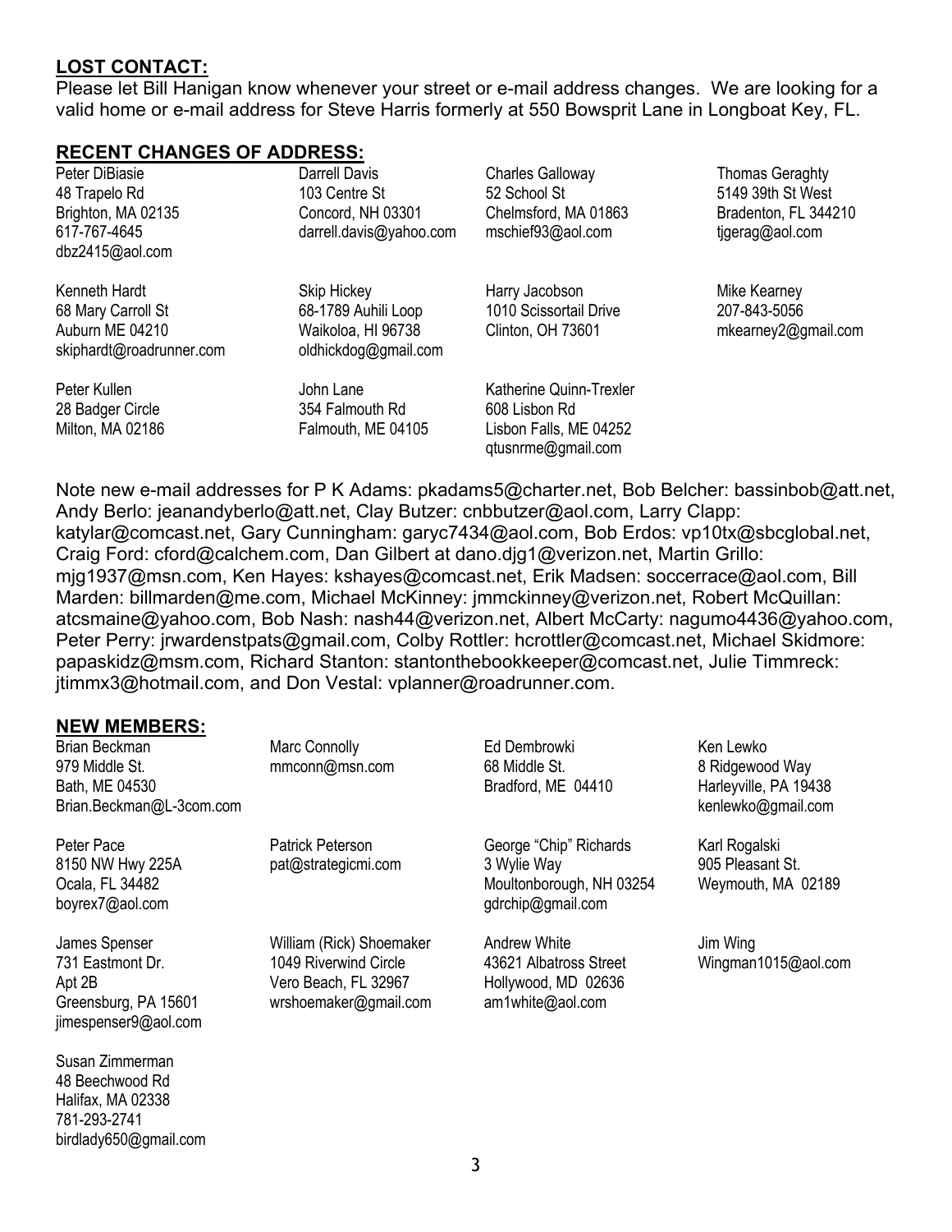## LOST CONTACT:

Please let Bill Hanigan know whenever your street or e-mail address changes. We are looking for a valid home or e-mail address for Steve Harris formerly at 550 Bowsprit Lane in Longboat Key, FL.

## RECENT CHANGES OF ADDRESS:

Peter DiBiasie  
48 Trapelo Rd  
Brighton, MA 02135  
617-767-4645  
dbz2415@aol.com

Darrell Davis  
103 Centre St  
Concord, NH 03301  
darrell.davis@yahoo.com

Charles Galloway  
52 School St  
Chelmsford, MA 01863  
mschief93@aol.com

Thomas Geraghty  
5149 39th St West  
Bradenton, FL 344210  
tjgerag@aol.com

Kenneth Hardt  
68 Mary Carroll St  
Auburn ME 04210  
skiphardt@roadrunner.com

Skip Hickey  
68-1789 Auhili Loop  
Waikoloa, HI 96738  
oldhickdog@gmail.com

Harry Jacobson  
1010 Scissortail Drive  
Clinton, OH 73601

Mike Kearney  
207-843-5056  
mkearney2@gmail.com

Peter Kullen  
28 Badger Circle  
Milton, MA 02186

John Lane  
354 Falmouth Rd  
Falmouth, ME 04105

Katherine Quinn-Trexler  
608 Lisbon Rd  
Lisbon Falls, ME 04252  
qtusnrme@gmail.com

Note new e-mail addresses for P K Adams: pkadams5@charter.net, Bob Belcher: bassinbob@att.net, Andy Berlo: jeanandyberlo@att.net, Clay Butzer: cnbbutzer@aol.com, Larry Clapp: katylar@comcast.net, Gary Cunningham: garyc7434@aol.com, Bob Erdos: vp10tx@sbcglobal.net, Craig Ford: cford@calchem.com, Dan Gilbert at dano.djg1@verizon.net, Martin Grillo: mjg1937@msn.com, Ken Hayes: kshayes@comcast.net, Erik Madsen: soccerrace@aol.com, Bill Marden: billmarden@me.com, Michael McKinney: jmmckinney@verizon.net, Robert McQuillan: atcsmaine@yahoo.com, Bob Nash: nash44@verizon.net, Albert McCarty: nagumo4436@yahoo.com, Peter Perry: jrwardenstpats@gmail.com, Colby Rottler: hcrottler@comcast.net, Michael Skidmore: papaskidz@msm.com, Richard Stanton: stantonthebookkeeper@comcast.net, Julie Timmreck: jtimmx3@hotmail.com, and Don Vestal: vplanner@roadrunner.com.

## NEW MEMBERS:

Brian Beckman  
979 Middle St.  
Bath, ME 04530  
Brian.Beckman@L-3com.com

Marc Connolly  
mmconn@msn.com

Ed Dembrowki  
68 Middle St.  
Bradford, ME 04410

Ken Lewko  
8 Ridgewood Way  
Harleyville, PA 19438  
kenlewko@gmail.com

Peter Pace  
8150 NW Hwy 225A  
Ocala, FL 34482  
boyrex7@aol.com

Patrick Peterson  
pat@strategicmi.com

George "Chip" Richards  
3 Wylie Way  
Moultonborough, NH 03254  
gdrchip@gmail.com

Karl Rogalski  
905 Pleasant St.  
Weymouth, MA 02189

James Spenser  
731 Eastmont Dr.  
Apt 2B  
Greensburg, PA 15601  
jimespenser9@aol.com

William (Rick) Shoemaker  
1049 Riverwind Circle  
Vero Beach, FL 32967  
wrshoemaker@gmail.com

Andrew White  
43621 Albatross Street  
Hollywood, MD 02636  
am1white@aol.com

Jim Wing  
Wingman1015@aol.com

Susan Zimmerman  
48 Beechwood Rd  
Halifax, MA 02338  
781-293-2741  
birdlady650@gmail.com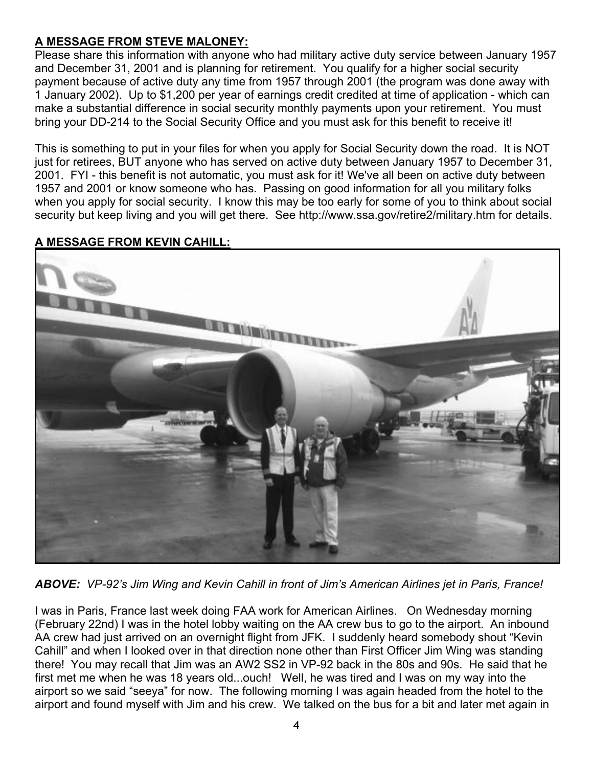**A MESSAGE FROM STEVE MALONEY:**

Please share this information with anyone who had military active duty service between January 1957 and December 31, 2001 and is planning for retirement. You qualify for a higher social security payment because of active duty any time from 1957 through 2001 (the program was done away with 1 January 2002). Up to $1,200 per year of earnings credit credited at time of application - which can make a substantial difference in social security monthly payments upon your retirement. You must bring your DD-214 to the Social Security Office and you must ask for this benefit to receive it!

This is something to put in your files for when you apply for Social Security down the road. It is NOT just for retirees, BUT anyone who has served on active duty between January 1957 to December 31, 2001. FYI - this benefit is not automatic, you must ask for it! We've all been on active duty between 1957 and 2001 or know someone who has. Passing on good information for all you military folks when you apply for social security. I know this may be too early for some of you to think about social security but keep living and you will get there. See http://www.ssa.gov/retire2/military.htm for details.

**A MESSAGE FROM KEVIN CAHILL:**

***ABOVE:*** *VP-92's Jim Wing and Kevin Cahill in front of Jim's American Airlines jet in Paris, France!*

I was in Paris, France last week doing FAA work for American Airlines. On Wednesday morning (February 22nd) I was in the hotel lobby waiting on the AA crew bus to go to the airport. An inbound AA crew had just arrived on an overnight flight from JFK. I suddenly heard somebody shout "Kevin Cahill" and when I looked over in that direction none other than First Officer Jim Wing was standing there! You may recall that Jim was an AW2 SS2 in VP-92 back in the 80s and 90s. He said that he first met me when he was 18 years old...ouch! Well, he was tired and I was on my way into the airport so we said "seeya" for now. The following morning I was again headed from the hotel to the airport and found myself with Jim and his crew. We talked on the bus for a bit and later met again in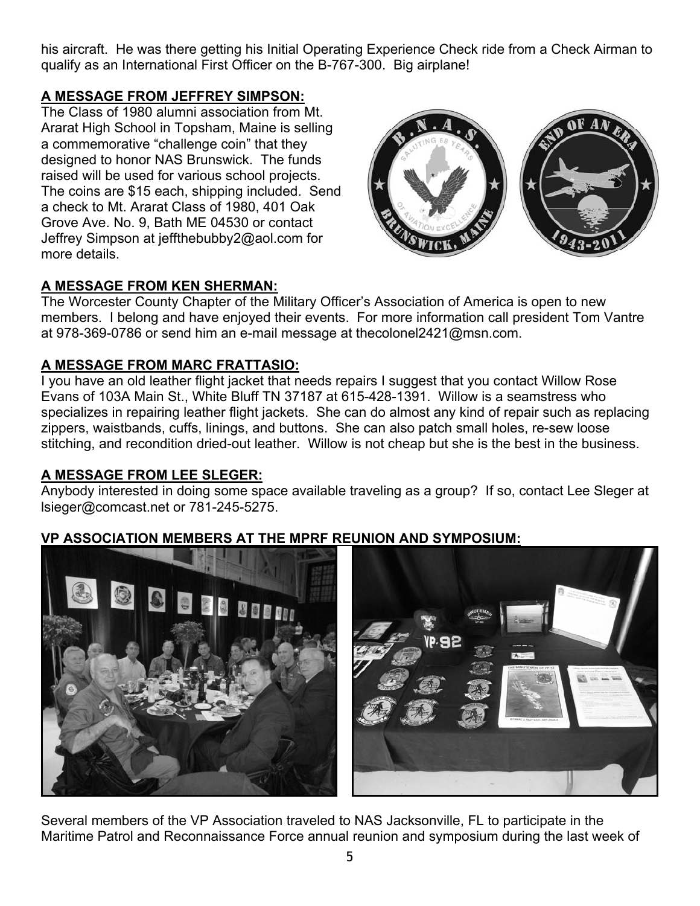his aircraft. He was there getting his Initial Operating Experience Check ride from a Check Airman to qualify as an International First Officer on the B-767-300. Big airplane!

**A MESSAGE FROM JEFFREY SIMPSON:**

The Class of 1980 alumni association from Mt. Ararat High School in Topsham, Maine is selling a commemorative "challenge coin" that they designed to honor NAS Brunswick. The funds raised will be used for various school projects. The coins are $15 each, shipping included. Send a check to Mt. Ararat Class of 1980, 401 Oak Grove Ave. No. 9, Bath ME 04530 or contact Jeffrey Simpson at jeffthebubby2@aol.com for more details.

**A MESSAGE FROM KEN SHERMAN:**

The Worcester County Chapter of the Military Officer's Association of America is open to new members. I belong and have enjoyed their events. For more information call president Tom Vantre at 978-369-0786 or send him an e-mail message at thecolonel2421@msn.com.

**A MESSAGE FROM MARC FRATTASIO:**

I you have an old leather flight jacket that needs repairs I suggest that you contact Willow Rose Evans of 103A Main St., White Bluff TN 37187 at 615-428-1391. Willow is a seamstress who specializes in repairing leather flight jackets. She can do almost any kind of repair such as replacing zippers, waistbands, cuffs, linings, and buttons. She can also patch small holes, re-sew loose stitching, and recondition dried-out leather. Willow is not cheap but she is the best in the business.

**A MESSAGE FROM LEE SLEGER:**

Anybody interested in doing some space available traveling as a group? If so, contact Lee Sleger at lsieger@comcast.net or 781-245-5275.

**VP ASSOCIATION MEMBERS AT THE MPRF REUNION AND SYMPOSIUM:**

Several members of the VP Association traveled to NAS Jacksonville, FL to participate in the Maritime Patrol and Reconnaissance Force annual reunion and symposium during the last week of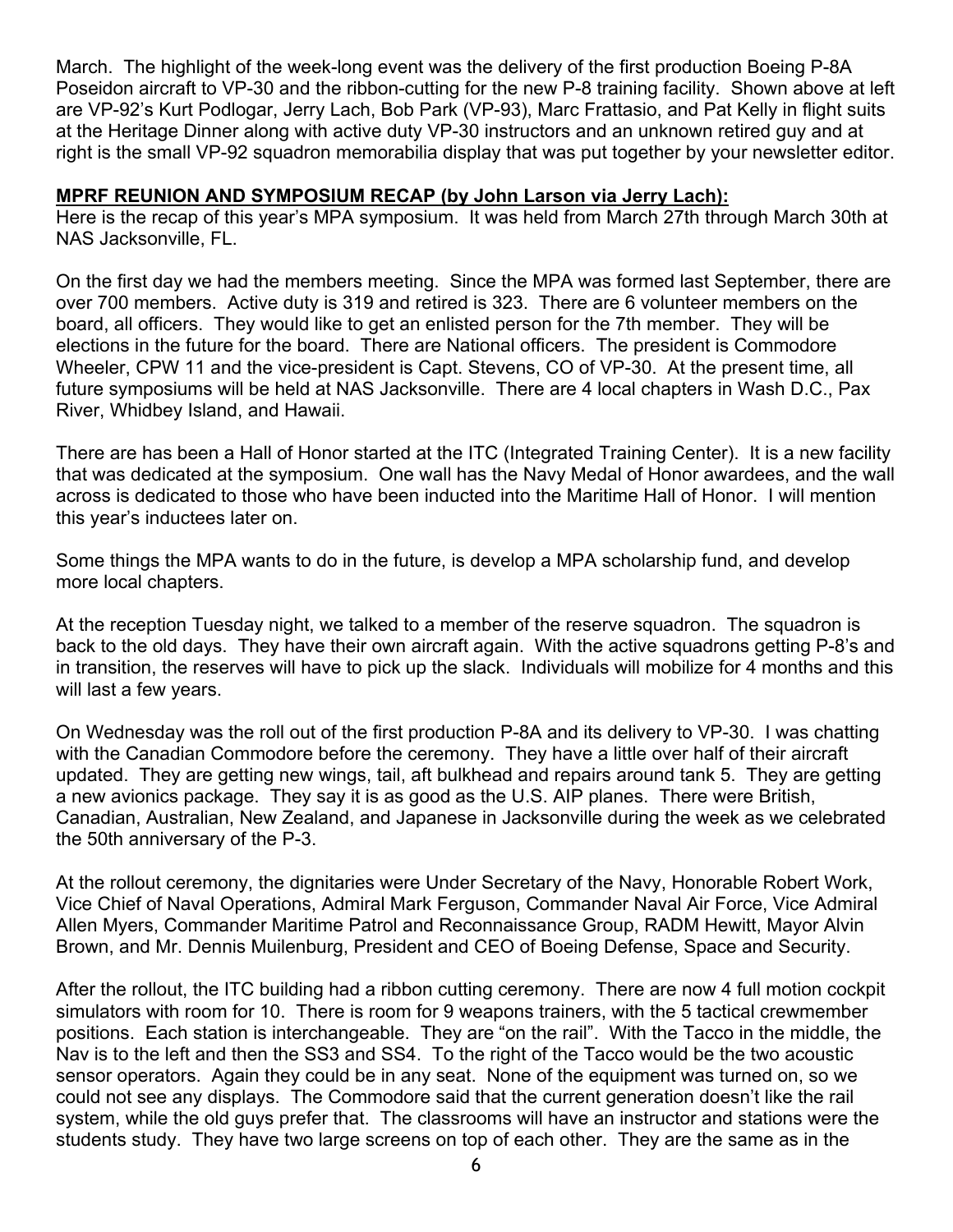March. The highlight of the week-long event was the delivery of the first production Boeing P-8A Poseidon aircraft to VP-30 and the ribbon-cutting for the new P-8 training facility. Shown above at left are VP-92's Kurt Podlogar, Jerry Lach, Bob Park (VP-93), Marc Frattasio, and Pat Kelly in flight suits at the Heritage Dinner along with active duty VP-30 instructors and an unknown retired guy and at right is the small VP-92 squadron memorabilia display that was put together by your newsletter editor.

**MPRF REUNION AND SYMPOSIUM RECAP (by John Larson via Jerry Lach):**

Here is the recap of this year's MPA symposium. It was held from March 27th through March 30th at NAS Jacksonville, FL.

On the first day we had the members meeting. Since the MPA was formed last September, there are over 700 members. Active duty is 319 and retired is 323. There are 6 volunteer members on the board, all officers. They would like to get an enlisted person for the 7th member. They will be elections in the future for the board. There are National officers. The president is Commodore Wheeler, CPW 11 and the vice-president is Capt. Stevens, CO of VP-30. At the present time, all future symposiums will be held at NAS Jacksonville. There are 4 local chapters in Wash D.C., Pax River, Whidbey Island, and Hawaii.

There are has been a Hall of Honor started at the ITC (Integrated Training Center). It is a new facility that was dedicated at the symposium. One wall has the Navy Medal of Honor awardees, and the wall across is dedicated to those who have been inducted into the Maritime Hall of Honor. I will mention this year's inductees later on.

Some things the MPA wants to do in the future, is develop a MPA scholarship fund, and develop more local chapters.

At the reception Tuesday night, we talked to a member of the reserve squadron. The squadron is back to the old days. They have their own aircraft again. With the active squadrons getting P-8's and in transition, the reserves will have to pick up the slack. Individuals will mobilize for 4 months and this will last a few years.

On Wednesday was the roll out of the first production P-8A and its delivery to VP-30. I was chatting with the Canadian Commodore before the ceremony. They have a little over half of their aircraft updated. They are getting new wings, tail, aft bulkhead and repairs around tank 5. They are getting a new avionics package. They say it is as good as the U.S. AIP planes. There were British, Canadian, Australian, New Zealand, and Japanese in Jacksonville during the week as we celebrated the 50th anniversary of the P-3.

At the rollout ceremony, the dignitaries were Under Secretary of the Navy, Honorable Robert Work, Vice Chief of Naval Operations, Admiral Mark Ferguson, Commander Naval Air Force, Vice Admiral Allen Myers, Commander Maritime Patrol and Reconnaissance Group, RADM Hewitt, Mayor Alvin Brown, and Mr. Dennis Muilenburg, President and CEO of Boeing Defense, Space and Security.

After the rollout, the ITC building had a ribbon cutting ceremony. There are now 4 full motion cockpit simulators with room for 10. There is room for 9 weapons trainers, with the 5 tactical crewmember positions. Each station is interchangeable. They are "on the rail". With the Tacco in the middle, the Nav is to the left and then the SS3 and SS4. To the right of the Tacco would be the two acoustic sensor operators. Again they could be in any seat. None of the equipment was turned on, so we could not see any displays. The Commodore said that the current generation doesn't like the rail system, while the old guys prefer that. The classrooms will have an instructor and stations were the students study. They have two large screens on top of each other. They are the same as in the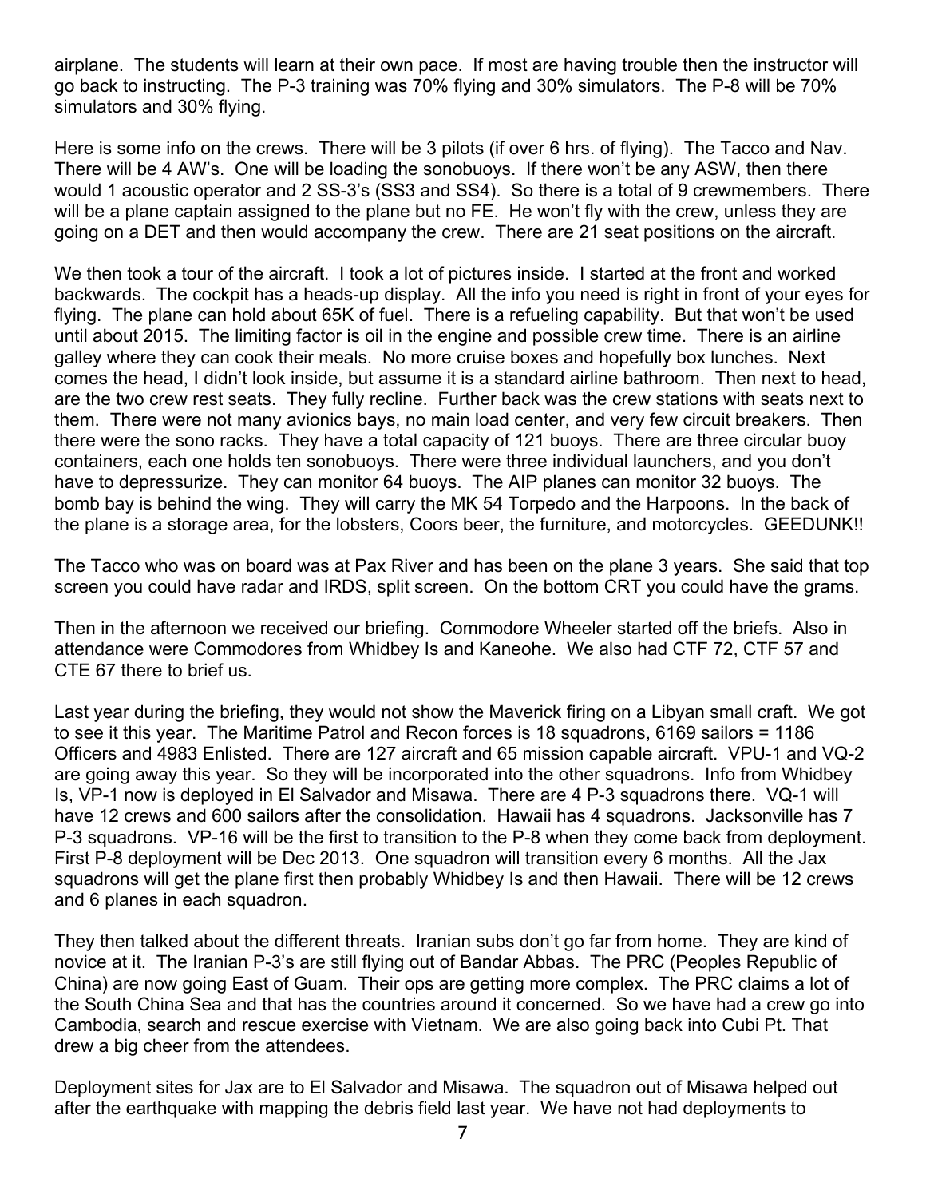airplane. The students will learn at their own pace. If most are having trouble then the instructor will go back to instructing. The P-3 training was 70% flying and 30% simulators. The P-8 will be 70% simulators and 30% flying.

Here is some info on the crews. There will be 3 pilots (if over 6 hrs. of flying). The Tacco and Nav. There will be 4 AW's. One will be loading the sonobuoys. If there won't be any ASW, then there would 1 acoustic operator and 2 SS-3's (SS3 and SS4). So there is a total of 9 crewmembers. There will be a plane captain assigned to the plane but no FE. He won't fly with the crew, unless they are going on a DET and then would accompany the crew. There are 21 seat positions on the aircraft.

We then took a tour of the aircraft. I took a lot of pictures inside. I started at the front and worked backwards. The cockpit has a heads-up display. All the info you need is right in front of your eyes for flying. The plane can hold about 65K of fuel. There is a refueling capability. But that won't be used until about 2015. The limiting factor is oil in the engine and possible crew time. There is an airline galley where they can cook their meals. No more cruise boxes and hopefully box lunches. Next comes the head, I didn't look inside, but assume it is a standard airline bathroom. Then next to head, are the two crew rest seats. They fully recline. Further back was the crew stations with seats next to them. There were not many avionics bays, no main load center, and very few circuit breakers. Then there were the sono racks. They have a total capacity of 121 buoys. There are three circular buoy containers, each one holds ten sonobuoys. There were three individual launchers, and you don't have to depressurize. They can monitor 64 buoys. The AIP planes can monitor 32 buoys. The bomb bay is behind the wing. They will carry the MK 54 Torpedo and the Harpoons. In the back of the plane is a storage area, for the lobsters, Coors beer, the furniture, and motorcycles. GEEDUNK!!

The Tacco who was on board was at Pax River and has been on the plane 3 years. She said that top screen you could have radar and IRDS, split screen. On the bottom CRT you could have the grams.

Then in the afternoon we received our briefing. Commodore Wheeler started off the briefs. Also in attendance were Commodores from Whidbey Is and Kaneohe. We also had CTF 72, CTF 57 and CTE 67 there to brief us.

Last year during the briefing, they would not show the Maverick firing on a Libyan small craft. We got to see it this year. The Maritime Patrol and Recon forces is 18 squadrons, 6169 sailors = 1186 Officers and 4983 Enlisted. There are 127 aircraft and 65 mission capable aircraft. VPU-1 and VQ-2 are going away this year. So they will be incorporated into the other squadrons. Info from Whidbey Is, VP-1 now is deployed in El Salvador and Misawa. There are 4 P-3 squadrons there. VQ-1 will have 12 crews and 600 sailors after the consolidation. Hawaii has 4 squadrons. Jacksonville has 7 P-3 squadrons. VP-16 will be the first to transition to the P-8 when they come back from deployment. First P-8 deployment will be Dec 2013. One squadron will transition every 6 months. All the Jax squadrons will get the plane first then probably Whidbey Is and then Hawaii. There will be 12 crews and 6 planes in each squadron.

They then talked about the different threats. Iranian subs don't go far from home. They are kind of novice at it. The Iranian P-3's are still flying out of Bandar Abbas. The PRC (Peoples Republic of China) are now going East of Guam. Their ops are getting more complex. The PRC claims a lot of the South China Sea and that has the countries around it concerned. So we have had a crew go into Cambodia, search and rescue exercise with Vietnam. We are also going back into Cubi Pt. That drew a big cheer from the attendees.

Deployment sites for Jax are to El Salvador and Misawa. The squadron out of Misawa helped out after the earthquake with mapping the debris field last year. We have not had deployments to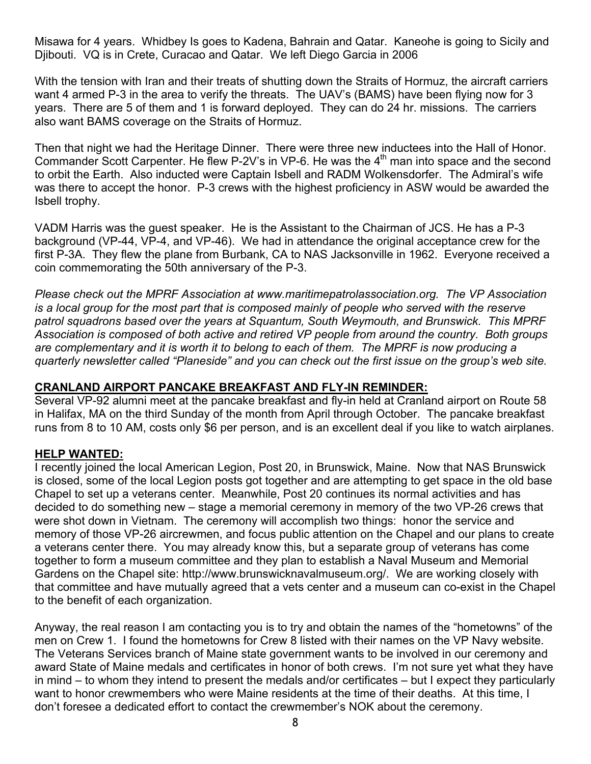Misawa for 4 years. Whidbey Is goes to Kadena, Bahrain and Qatar. Kaneohe is going to Sicily and Djibouti. VQ is in Crete, Curacao and Qatar. We left Diego Garcia in 2006

With the tension with Iran and their treats of shutting down the Straits of Hormuz, the aircraft carriers want 4 armed P-3 in the area to verify the threats. The UAV's (BAMS) have been flying now for 3 years. There are 5 of them and 1 is forward deployed. They can do 24 hr. missions. The carriers also want BAMS coverage on the Straits of Hormuz.

Then that night we had the Heritage Dinner. There were three new inductees into the Hall of Honor. Commander Scott Carpenter. He flew P-2V's in VP-6. He was the 4th man into space and the second to orbit the Earth. Also inducted were Captain Isbell and RADM Wolkensdorfer. The Admiral's wife was there to accept the honor. P-3 crews with the highest proficiency in ASW would be awarded the Isbell trophy.

VADM Harris was the guest speaker. He is the Assistant to the Chairman of JCS. He has a P-3 background (VP-44, VP-4, and VP-46). We had in attendance the original acceptance crew for the first P-3A. They flew the plane from Burbank, CA to NAS Jacksonville in 1962. Everyone received a coin commemorating the 50th anniversary of the P-3.

*Please check out the MPRF Association at www.maritimepatrolassociation.org. The VP Association is a local group for the most part that is composed mainly of people who served with the reserve patrol squadrons based over the years at Squantum, South Weymouth, and Brunswick. This MPRF Association is composed of both active and retired VP people from around the country. Both groups are complementary and it is worth it to belong to each of them. The MPRF is now producing a quarterly newsletter called "Planeside" and you can check out the first issue on the group's web site.*

## CRANLAND AIRPORT PANCAKE BREAKFAST AND FLY-IN REMINDER:

Several VP-92 alumni meet at the pancake breakfast and fly-in held at Cranland airport on Route 58 in Halifax, MA on the third Sunday of the month from April through October. The pancake breakfast runs from 8 to 10 AM, costs only $6 per person, and is an excellent deal if you like to watch airplanes.

## HELP WANTED:

I recently joined the local American Legion, Post 20, in Brunswick, Maine. Now that NAS Brunswick is closed, some of the local Legion posts got together and are attempting to get space in the old base Chapel to set up a veterans center. Meanwhile, Post 20 continues its normal activities and has decided to do something new – stage a memorial ceremony in memory of the two VP-26 crews that were shot down in Vietnam. The ceremony will accomplish two things: honor the service and memory of those VP-26 aircrewmen, and focus public attention on the Chapel and our plans to create a veterans center there. You may already know this, but a separate group of veterans has come together to form a museum committee and they plan to establish a Naval Museum and Memorial Gardens on the Chapel site: http://www.brunswicknavalmuseum.org/. We are working closely with that committee and have mutually agreed that a vets center and a museum can co-exist in the Chapel to the benefit of each organization.

Anyway, the real reason I am contacting you is to try and obtain the names of the "hometowns" of the men on Crew 1. I found the hometowns for Crew 8 listed with their names on the VP Navy website. The Veterans Services branch of Maine state government wants to be involved in our ceremony and award State of Maine medals and certificates in honor of both crews. I'm not sure yet what they have in mind – to whom they intend to present the medals and/or certificates – but I expect they particularly want to honor crewmembers who were Maine residents at the time of their deaths. At this time, I don't foresee a dedicated effort to contact the crewmember's NOK about the ceremony.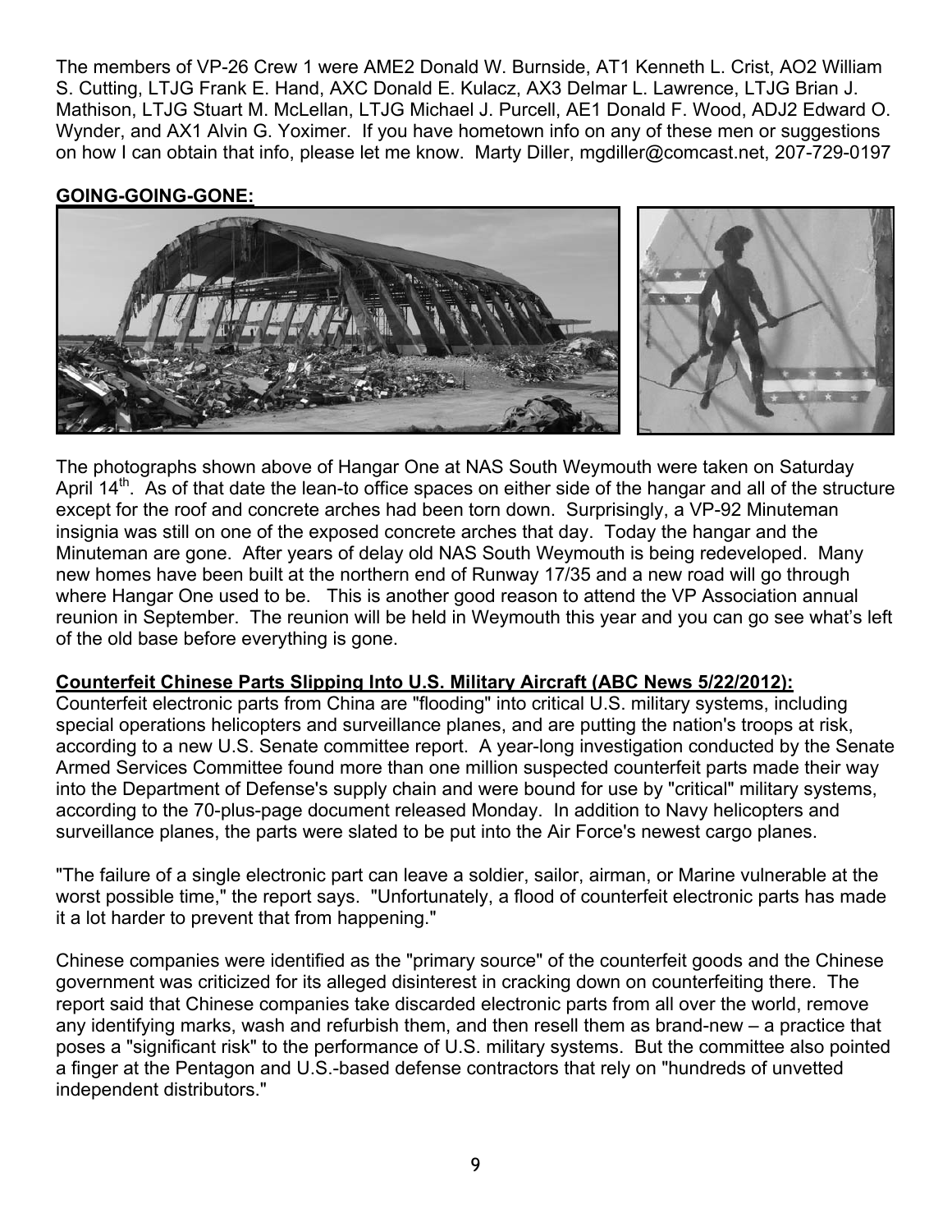The members of VP-26 Crew 1 were AME2 Donald W. Burnside, AT1 Kenneth L. Crist, AO2 William S. Cutting, LTJG Frank E. Hand, AXC Donald E. Kulacz, AX3 Delmar L. Lawrence, LTJG Brian J. Mathison, LTJG Stuart M. McLellan, LTJG Michael J. Purcell, AE1 Donald F. Wood, ADJ2 Edward O. Wynder, and AX1 Alvin G. Yoximer. If you have hometown info on any of these men or suggestions on how I can obtain that info, please let me know. Marty Diller, mgdiller@comcast.net, 207-729-0197

**GOING-GOING-GONE:**

The photographs shown above of Hangar One at NAS South Weymouth were taken on Saturday April 14th. As of that date the lean-to office spaces on either side of the hangar and all of the structure except for the roof and concrete arches had been torn down. Surprisingly, a VP-92 Minuteman insignia was still on one of the exposed concrete arches that day. Today the hangar and the Minuteman are gone. After years of delay old NAS South Weymouth is being redeveloped. Many new homes have been built at the northern end of Runway 17/35 and a new road will go through where Hangar One used to be. This is another good reason to attend the VP Association annual reunion in September. The reunion will be held in Weymouth this year and you can go see what's left of the old base before everything is gone.

**Counterfeit Chinese Parts Slipping Into U.S. Military Aircraft (ABC News 5/22/2012):**

Counterfeit electronic parts from China are "flooding" into critical U.S. military systems, including special operations helicopters and surveillance planes, and are putting the nation's troops at risk, according to a new U.S. Senate committee report. A year-long investigation conducted by the Senate Armed Services Committee found more than one million suspected counterfeit parts made their way into the Department of Defense's supply chain and were bound for use by "critical" military systems, according to the 70-plus-page document released Monday. In addition to Navy helicopters and surveillance planes, the parts were slated to be put into the Air Force's newest cargo planes.

"The failure of a single electronic part can leave a soldier, sailor, airman, or Marine vulnerable at the worst possible time," the report says. "Unfortunately, a flood of counterfeit electronic parts has made it a lot harder to prevent that from happening."

Chinese companies were identified as the "primary source" of the counterfeit goods and the Chinese government was criticized for its alleged disinterest in cracking down on counterfeiting there. The report said that Chinese companies take discarded electronic parts from all over the world, remove any identifying marks, wash and refurbish them, and then resell them as brand-new – a practice that poses a "significant risk" to the performance of U.S. military systems. But the committee also pointed a finger at the Pentagon and U.S.-based defense contractors that rely on "hundreds of unvetted independent distributors."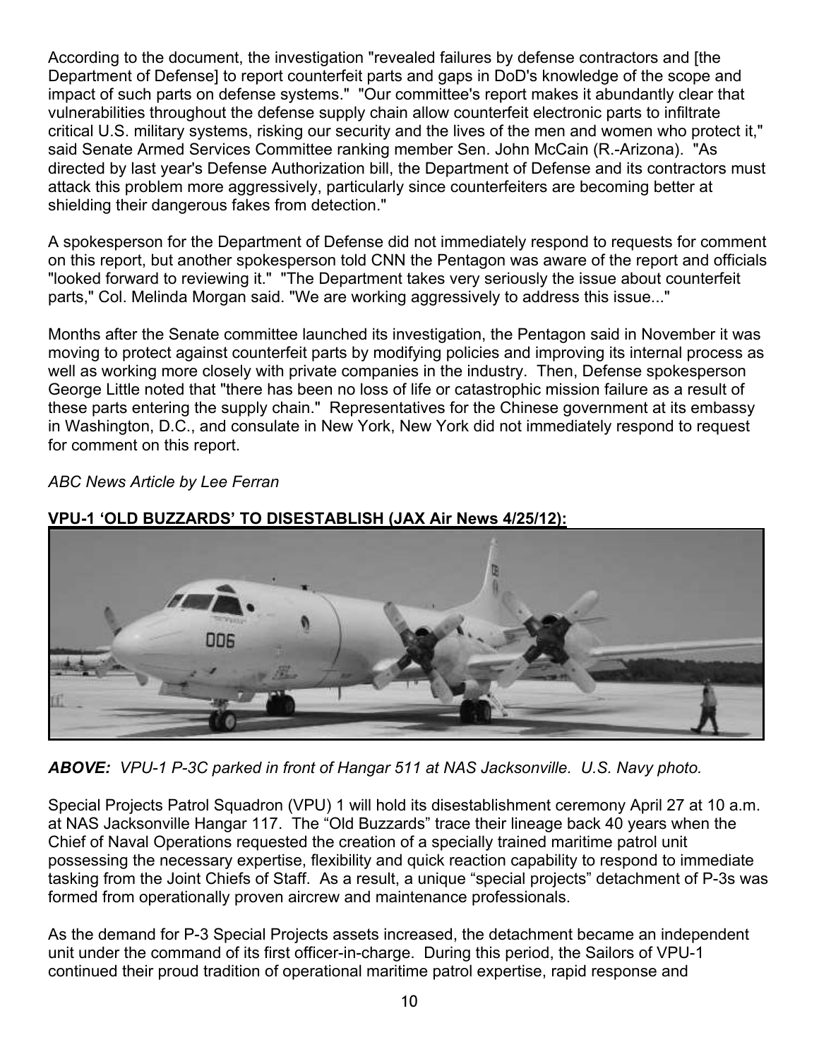According to the document, the investigation "revealed failures by defense contractors and [the Department of Defense] to report counterfeit parts and gaps in DoD's knowledge of the scope and impact of such parts on defense systems." "Our committee's report makes it abundantly clear that vulnerabilities throughout the defense supply chain allow counterfeit electronic parts to infiltrate critical U.S. military systems, risking our security and the lives of the men and women who protect it," said Senate Armed Services Committee ranking member Sen. John McCain (R.-Arizona). "As directed by last year's Defense Authorization bill, the Department of Defense and its contractors must attack this problem more aggressively, particularly since counterfeiters are becoming better at shielding their dangerous fakes from detection."

A spokesperson for the Department of Defense did not immediately respond to requests for comment on this report, but another spokesperson told CNN the Pentagon was aware of the report and officials "looked forward to reviewing it." "The Department takes very seriously the issue about counterfeit parts," Col. Melinda Morgan said. "We are working aggressively to address this issue..."

Months after the Senate committee launched its investigation, the Pentagon said in November it was moving to protect against counterfeit parts by modifying policies and improving its internal process as well as working more closely with private companies in the industry. Then, Defense spokesperson George Little noted that "there has been no loss of life or catastrophic mission failure as a result of these parts entering the supply chain." Representatives for the Chinese government at its embassy in Washington, D.C., and consulate in New York, New York did not immediately respond to request for comment on this report.

*ABC News Article by Lee Ferran*

**VPU-1 'OLD BUZZARDS' TO DISESTABLISH (JAX Air News 4/25/12):**

***ABOVE:*** *VPU-1 P-3C parked in front of Hangar 511 at NAS Jacksonville. U.S. Navy photo.*

Special Projects Patrol Squadron (VPU) 1 will hold its disestablishment ceremony April 27 at 10 a.m. at NAS Jacksonville Hangar 117. The "Old Buzzards" trace their lineage back 40 years when the Chief of Naval Operations requested the creation of a specially trained maritime patrol unit possessing the necessary expertise, flexibility and quick reaction capability to respond to immediate tasking from the Joint Chiefs of Staff. As a result, a unique "special projects" detachment of P-3s was formed from operationally proven aircrew and maintenance professionals.

As the demand for P-3 Special Projects assets increased, the detachment became an independent unit under the command of its first officer-in-charge. During this period, the Sailors of VPU-1 continued their proud tradition of operational maritime patrol expertise, rapid response and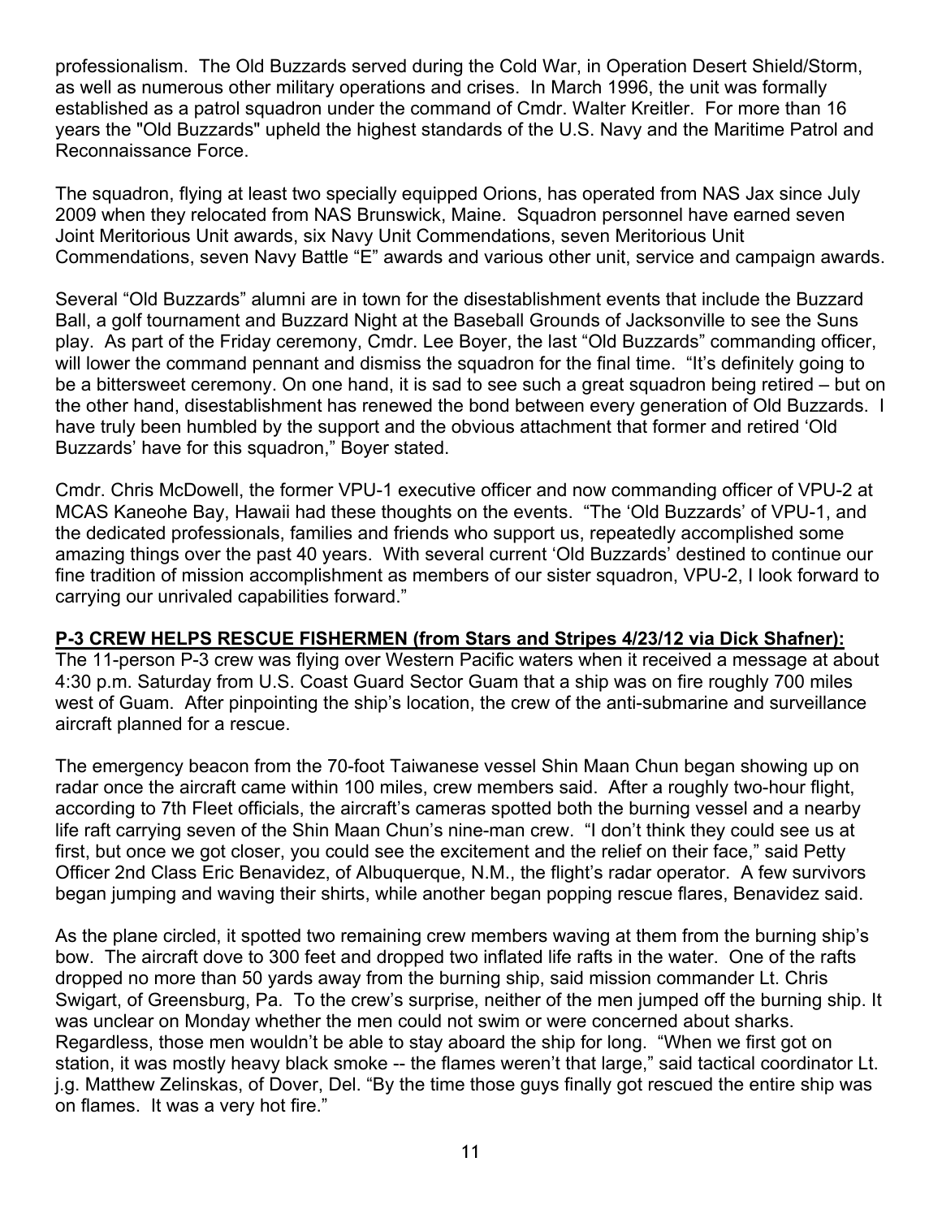professionalism. The Old Buzzards served during the Cold War, in Operation Desert Shield/Storm, as well as numerous other military operations and crises. In March 1996, the unit was formally established as a patrol squadron under the command of Cmdr. Walter Kreitler. For more than 16 years the "Old Buzzards" upheld the highest standards of the U.S. Navy and the Maritime Patrol and Reconnaissance Force.

The squadron, flying at least two specially equipped Orions, has operated from NAS Jax since July 2009 when they relocated from NAS Brunswick, Maine. Squadron personnel have earned seven Joint Meritorious Unit awards, six Navy Unit Commendations, seven Meritorious Unit Commendations, seven Navy Battle "E" awards and various other unit, service and campaign awards.

Several "Old Buzzards" alumni are in town for the disestablishment events that include the Buzzard Ball, a golf tournament and Buzzard Night at the Baseball Grounds of Jacksonville to see the Suns play. As part of the Friday ceremony, Cmdr. Lee Boyer, the last "Old Buzzards" commanding officer, will lower the command pennant and dismiss the squadron for the final time. "It's definitely going to be a bittersweet ceremony. On one hand, it is sad to see such a great squadron being retired – but on the other hand, disestablishment has renewed the bond between every generation of Old Buzzards. I have truly been humbled by the support and the obvious attachment that former and retired 'Old Buzzards' have for this squadron," Boyer stated.

Cmdr. Chris McDowell, the former VPU-1 executive officer and now commanding officer of VPU-2 at MCAS Kaneohe Bay, Hawaii had these thoughts on the events. "The 'Old Buzzards' of VPU-1, and the dedicated professionals, families and friends who support us, repeatedly accomplished some amazing things over the past 40 years. With several current 'Old Buzzards' destined to continue our fine tradition of mission accomplishment as members of our sister squadron, VPU-2, I look forward to carrying our unrivaled capabilities forward."

**P-3 CREW HELPS RESCUE FISHERMEN (from Stars and Stripes 4/23/12 via Dick Shafner):**

The 11-person P-3 crew was flying over Western Pacific waters when it received a message at about 4:30 p.m. Saturday from U.S. Coast Guard Sector Guam that a ship was on fire roughly 700 miles west of Guam. After pinpointing the ship's location, the crew of the anti-submarine and surveillance aircraft planned for a rescue.

The emergency beacon from the 70-foot Taiwanese vessel Shin Maan Chun began showing up on radar once the aircraft came within 100 miles, crew members said. After a roughly two-hour flight, according to 7th Fleet officials, the aircraft's cameras spotted both the burning vessel and a nearby life raft carrying seven of the Shin Maan Chun's nine-man crew. "I don't think they could see us at first, but once we got closer, you could see the excitement and the relief on their face," said Petty Officer 2nd Class Eric Benavidez, of Albuquerque, N.M., the flight's radar operator. A few survivors began jumping and waving their shirts, while another began popping rescue flares, Benavidez said.

As the plane circled, it spotted two remaining crew members waving at them from the burning ship's bow. The aircraft dove to 300 feet and dropped two inflated life rafts in the water. One of the rafts dropped no more than 50 yards away from the burning ship, said mission commander Lt. Chris Swigart, of Greensburg, Pa. To the crew's surprise, neither of the men jumped off the burning ship. It was unclear on Monday whether the men could not swim or were concerned about sharks. Regardless, those men wouldn't be able to stay aboard the ship for long. "When we first got on station, it was mostly heavy black smoke -- the flames weren't that large," said tactical coordinator Lt. j.g. Matthew Zelinskas, of Dover, Del. "By the time those guys finally got rescued the entire ship was on flames. It was a very hot fire."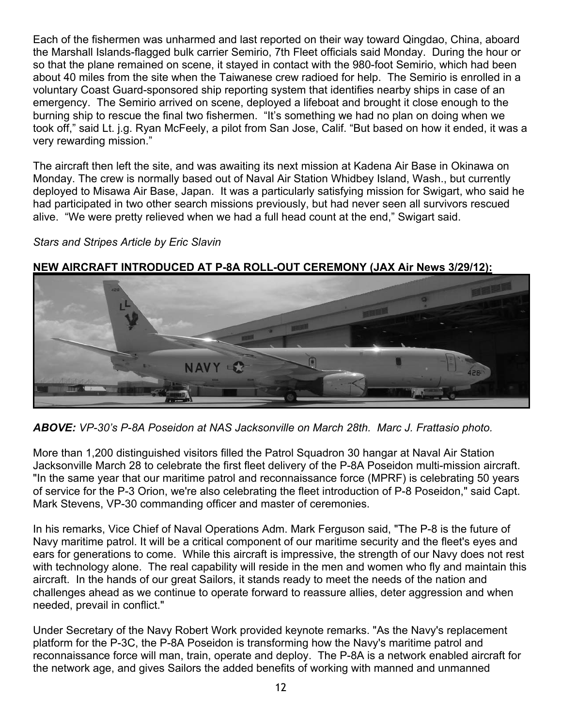Each of the fishermen was unharmed and last reported on their way toward Qingdao, China, aboard the Marshall Islands-flagged bulk carrier Semirio, 7th Fleet officials said Monday. During the hour or so that the plane remained on scene, it stayed in contact with the 980-foot Semirio, which had been about 40 miles from the site when the Taiwanese crew radioed for help. The Semirio is enrolled in a voluntary Coast Guard-sponsored ship reporting system that identifies nearby ships in case of an emergency. The Semirio arrived on scene, deployed a lifeboat and brought it close enough to the burning ship to rescue the final two fishermen. "It's something we had no plan on doing when we took off," said Lt. j.g. Ryan McFeely, a pilot from San Jose, Calif. "But based on how it ended, it was a very rewarding mission."

The aircraft then left the site, and was awaiting its next mission at Kadena Air Base in Okinawa on Monday. The crew is normally based out of Naval Air Station Whidbey Island, Wash., but currently deployed to Misawa Air Base, Japan. It was a particularly satisfying mission for Swigart, who said he had participated in two other search missions previously, but had never seen all survivors rescued alive. "We were pretty relieved when we had a full head count at the end," Swigart said.

*Stars and Stripes Article by Eric Slavin*

**NEW AIRCRAFT INTRODUCED AT P-8A ROLL-OUT CEREMONY (JAX Air News 3/29/12):**

***ABOVE:*** *VP-30's P-8A Poseidon at NAS Jacksonville on March 28th. Marc J. Frattasio photo.*

More than 1,200 distinguished visitors filled the Patrol Squadron 30 hangar at Naval Air Station Jacksonville March 28 to celebrate the first fleet delivery of the P-8A Poseidon multi-mission aircraft. "In the same year that our maritime patrol and reconnaissance force (MPRF) is celebrating 50 years of service for the P-3 Orion, we're also celebrating the fleet introduction of P-8 Poseidon," said Capt. Mark Stevens, VP-30 commanding officer and master of ceremonies.

In his remarks, Vice Chief of Naval Operations Adm. Mark Ferguson said, "The P-8 is the future of Navy maritime patrol. It will be a critical component of our maritime security and the fleet's eyes and ears for generations to come. While this aircraft is impressive, the strength of our Navy does not rest with technology alone. The real capability will reside in the men and women who fly and maintain this aircraft. In the hands of our great Sailors, it stands ready to meet the needs of the nation and challenges ahead as we continue to operate forward to reassure allies, deter aggression and when needed, prevail in conflict."

Under Secretary of the Navy Robert Work provided keynote remarks. "As the Navy's replacement platform for the P-3C, the P-8A Poseidon is transforming how the Navy's maritime patrol and reconnaissance force will man, train, operate and deploy. The P-8A is a network enabled aircraft for the network age, and gives Sailors the added benefits of working with manned and unmanned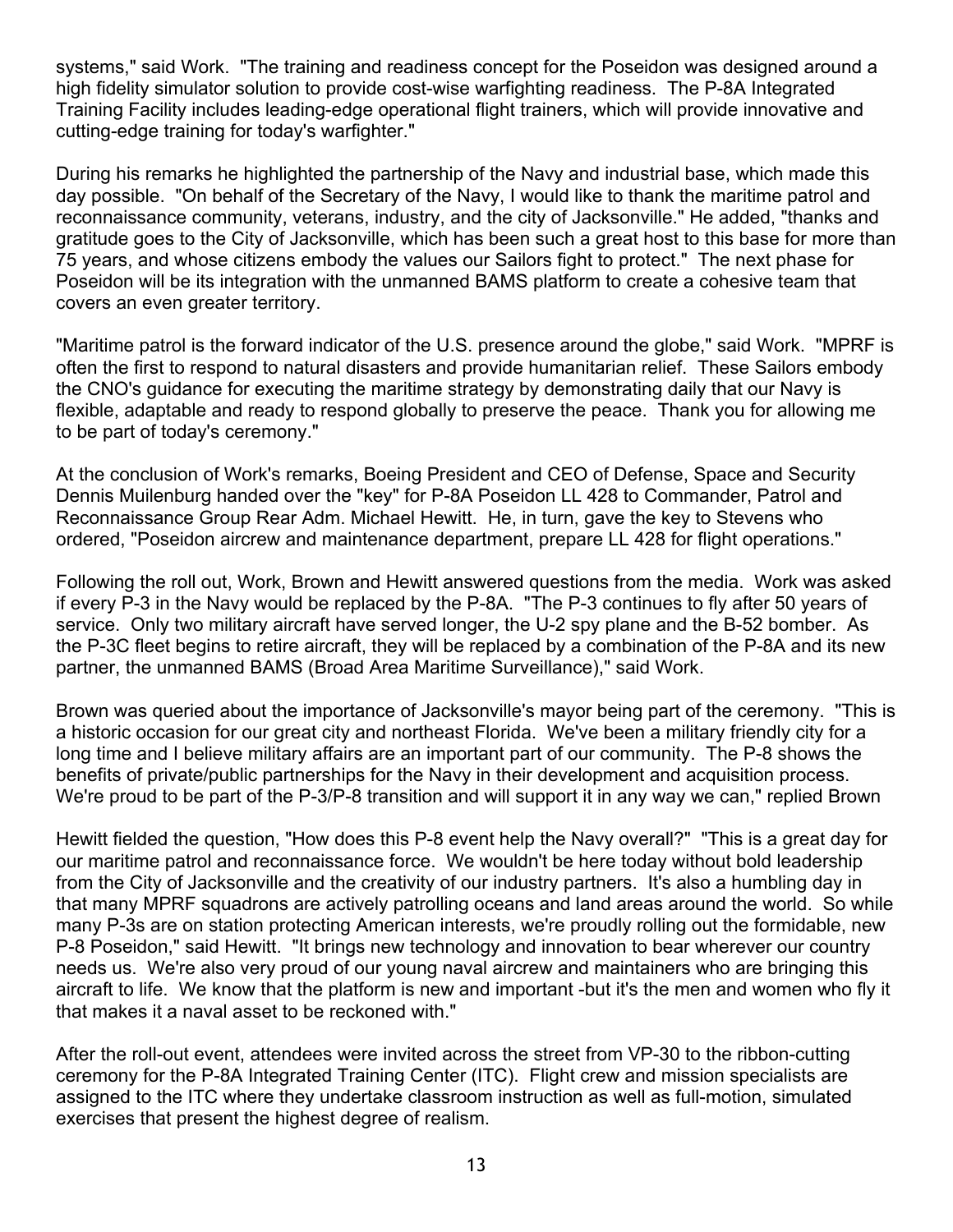systems," said Work. "The training and readiness concept for the Poseidon was designed around a high fidelity simulator solution to provide cost-wise warfighting readiness. The P-8A Integrated Training Facility includes leading-edge operational flight trainers, which will provide innovative and cutting-edge training for today's warfighter."

During his remarks he highlighted the partnership of the Navy and industrial base, which made this day possible. "On behalf of the Secretary of the Navy, I would like to thank the maritime patrol and reconnaissance community, veterans, industry, and the city of Jacksonville." He added, "thanks and gratitude goes to the City of Jacksonville, which has been such a great host to this base for more than 75 years, and whose citizens embody the values our Sailors fight to protect." The next phase for Poseidon will be its integration with the unmanned BAMS platform to create a cohesive team that covers an even greater territory.

"Maritime patrol is the forward indicator of the U.S. presence around the globe," said Work. "MPRF is often the first to respond to natural disasters and provide humanitarian relief. These Sailors embody the CNO's guidance for executing the maritime strategy by demonstrating daily that our Navy is flexible, adaptable and ready to respond globally to preserve the peace. Thank you for allowing me to be part of today's ceremony."

At the conclusion of Work's remarks, Boeing President and CEO of Defense, Space and Security Dennis Muilenburg handed over the "key" for P-8A Poseidon LL 428 to Commander, Patrol and Reconnaissance Group Rear Adm. Michael Hewitt. He, in turn, gave the key to Stevens who ordered, "Poseidon aircrew and maintenance department, prepare LL 428 for flight operations."

Following the roll out, Work, Brown and Hewitt answered questions from the media. Work was asked if every P-3 in the Navy would be replaced by the P-8A. "The P-3 continues to fly after 50 years of service. Only two military aircraft have served longer, the U-2 spy plane and the B-52 bomber. As the P-3C fleet begins to retire aircraft, they will be replaced by a combination of the P-8A and its new partner, the unmanned BAMS (Broad Area Maritime Surveillance)," said Work.

Brown was queried about the importance of Jacksonville's mayor being part of the ceremony. "This is a historic occasion for our great city and northeast Florida. We've been a military friendly city for a long time and I believe military affairs are an important part of our community. The P-8 shows the benefits of private/public partnerships for the Navy in their development and acquisition process. We're proud to be part of the P-3/P-8 transition and will support it in any way we can," replied Brown

Hewitt fielded the question, "How does this P-8 event help the Navy overall?" "This is a great day for our maritime patrol and reconnaissance force. We wouldn't be here today without bold leadership from the City of Jacksonville and the creativity of our industry partners. It's also a humbling day in that many MPRF squadrons are actively patrolling oceans and land areas around the world. So while many P-3s are on station protecting American interests, we're proudly rolling out the formidable, new P-8 Poseidon," said Hewitt. "It brings new technology and innovation to bear wherever our country needs us. We're also very proud of our young naval aircrew and maintainers who are bringing this aircraft to life. We know that the platform is new and important -but it's the men and women who fly it that makes it a naval asset to be reckoned with."

After the roll-out event, attendees were invited across the street from VP-30 to the ribbon-cutting ceremony for the P-8A Integrated Training Center (ITC). Flight crew and mission specialists are assigned to the ITC where they undertake classroom instruction as well as full-motion, simulated exercises that present the highest degree of realism.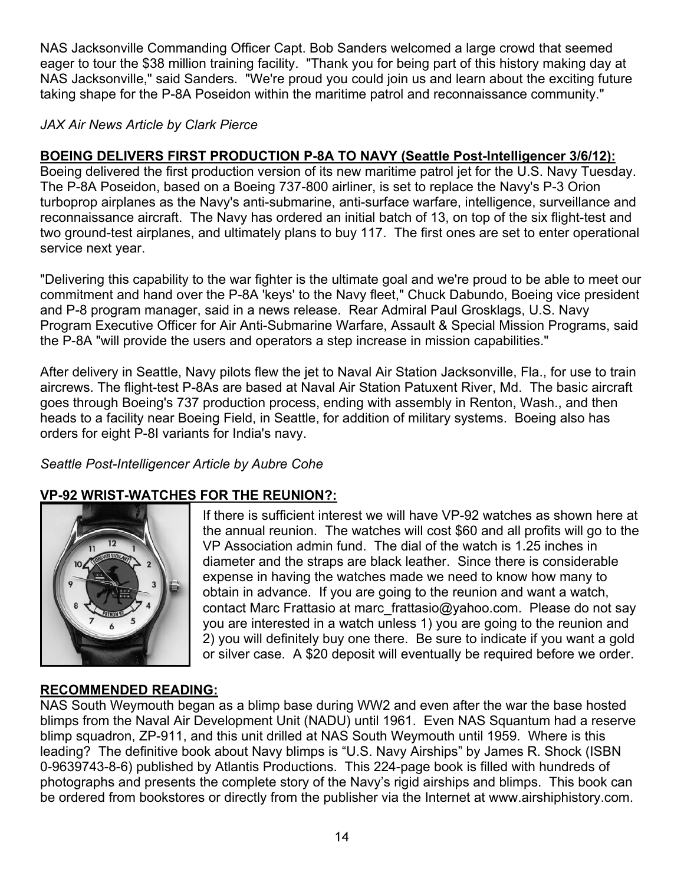NAS Jacksonville Commanding Officer Capt. Bob Sanders welcomed a large crowd that seemed eager to tour the $38 million training facility. "Thank you for being part of this history making day at NAS Jacksonville," said Sanders. "We're proud you could join us and learn about the exciting future taking shape for the P-8A Poseidon within the maritime patrol and reconnaissance community."

*JAX Air News Article by Clark Pierce*

**BOEING DELIVERS FIRST PRODUCTION P-8A TO NAVY (Seattle Post-Intelligencer 3/6/12):**

Boeing delivered the first production version of its new maritime patrol jet for the U.S. Navy Tuesday. The P-8A Poseidon, based on a Boeing 737-800 airliner, is set to replace the Navy's P-3 Orion turboprop airplanes as the Navy's anti-submarine, anti-surface warfare, intelligence, surveillance and reconnaissance aircraft. The Navy has ordered an initial batch of 13, on top of the six flight-test and two ground-test airplanes, and ultimately plans to buy 117. The first ones are set to enter operational service next year.

"Delivering this capability to the war fighter is the ultimate goal and we're proud to be able to meet our commitment and hand over the P-8A 'keys' to the Navy fleet," Chuck Dabundo, Boeing vice president and P-8 program manager, said in a news release. Rear Admiral Paul Grosklags, U.S. Navy Program Executive Officer for Air Anti-Submarine Warfare, Assault & Special Mission Programs, said the P-8A "will provide the users and operators a step increase in mission capabilities."

After delivery in Seattle, Navy pilots flew the jet to Naval Air Station Jacksonville, Fla., for use to train aircrews. The flight-test P-8As are based at Naval Air Station Patuxent River, Md. The basic aircraft goes through Boeing's 737 production process, ending with assembly in Renton, Wash., and then heads to a facility near Boeing Field, in Seattle, for addition of military systems. Boeing also has orders for eight P-8I variants for India's navy.

*Seattle Post-Intelligencer Article by Aubre Cohe*

**VP-92 WRIST-WATCHES FOR THE REUNION?:**

If there is sufficient interest we will have VP-92 watches as shown here at the annual reunion. The watches will cost $60 and all profits will go to the VP Association admin fund. The dial of the watch is 1.25 inches in diameter and the straps are black leather. Since there is considerable expense in having the watches made we need to know how many to obtain in advance. If you are going to the reunion and want a watch, contact Marc Frattasio at marc_frattasio@yahoo.com. Please do not say you are interested in a watch unless 1) you are going to the reunion and 2) you will definitely buy one there. Be sure to indicate if you want a gold or silver case. A $20 deposit will eventually be required before we order.

**RECOMMENDED READING:**

NAS South Weymouth began as a blimp base during WW2 and even after the war the base hosted blimps from the Naval Air Development Unit (NADU) until 1961. Even NAS Squantum had a reserve blimp squadron, ZP-911, and this unit drilled at NAS South Weymouth until 1959. Where is this leading? The definitive book about Navy blimps is "U.S. Navy Airships" by James R. Shock (ISBN 0-9639743-8-6) published by Atlantis Productions. This 224-page book is filled with hundreds of photographs and presents the complete story of the Navy's rigid airships and blimps. This book can be ordered from bookstores or directly from the publisher via the Internet at www.airshiphistory.com.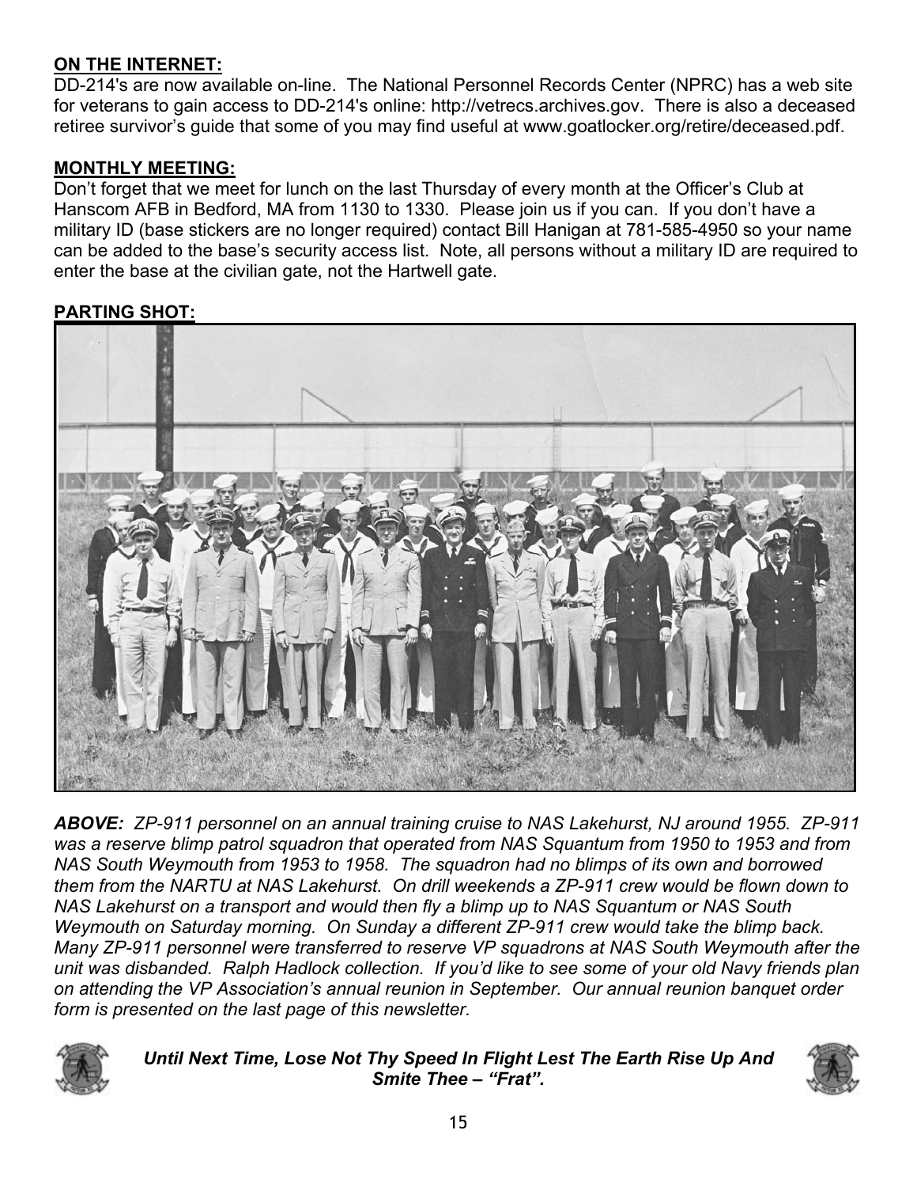**ON THE INTERNET:**

DD-214's are now available on-line. The National Personnel Records Center (NPRC) has a web site for veterans to gain access to DD-214's online: http://vetrecs.archives.gov. There is also a deceased retiree survivor's guide that some of you may find useful at www.goatlocker.org/retire/deceased.pdf.

**MONTHLY MEETING:**

Don't forget that we meet for lunch on the last Thursday of every month at the Officer's Club at Hanscom AFB in Bedford, MA from 1130 to 1330. Please join us if you can. If you don't have a military ID (base stickers are no longer required) contact Bill Hanigan at 781-585-4950 so your name can be added to the base's security access list. Note, all persons without a military ID are required to enter the base at the civilian gate, not the Hartwell gate.

**PARTING SHOT:**

***ABOVE:*** *ZP-911 personnel on an annual training cruise to NAS Lakehurst, NJ around 1955. ZP-911 was a reserve blimp patrol squadron that operated from NAS Squantum from 1950 to 1953 and from NAS South Weymouth from 1953 to 1958. The squadron had no blimps of its own and borrowed them from the NARTU at NAS Lakehurst. On drill weekends a ZP-911 crew would be flown down to NAS Lakehurst on a transport and would then fly a blimp up to NAS Squantum or NAS South Weymouth on Saturday morning. On Sunday a different ZP-911 crew would take the blimp back. Many ZP-911 personnel were transferred to reserve VP squadrons at NAS South Weymouth after the unit was disbanded. Ralph Hadlock collection. If you'd like to see some of your old Navy friends plan on attending the VP Association's annual reunion in September. Our annual reunion banquet order form is presented on the last page of this newsletter.*

***Until Next Time, Lose Not Thy Speed In Flight Lest The Earth Rise Up And Smite Thee – "Frat".***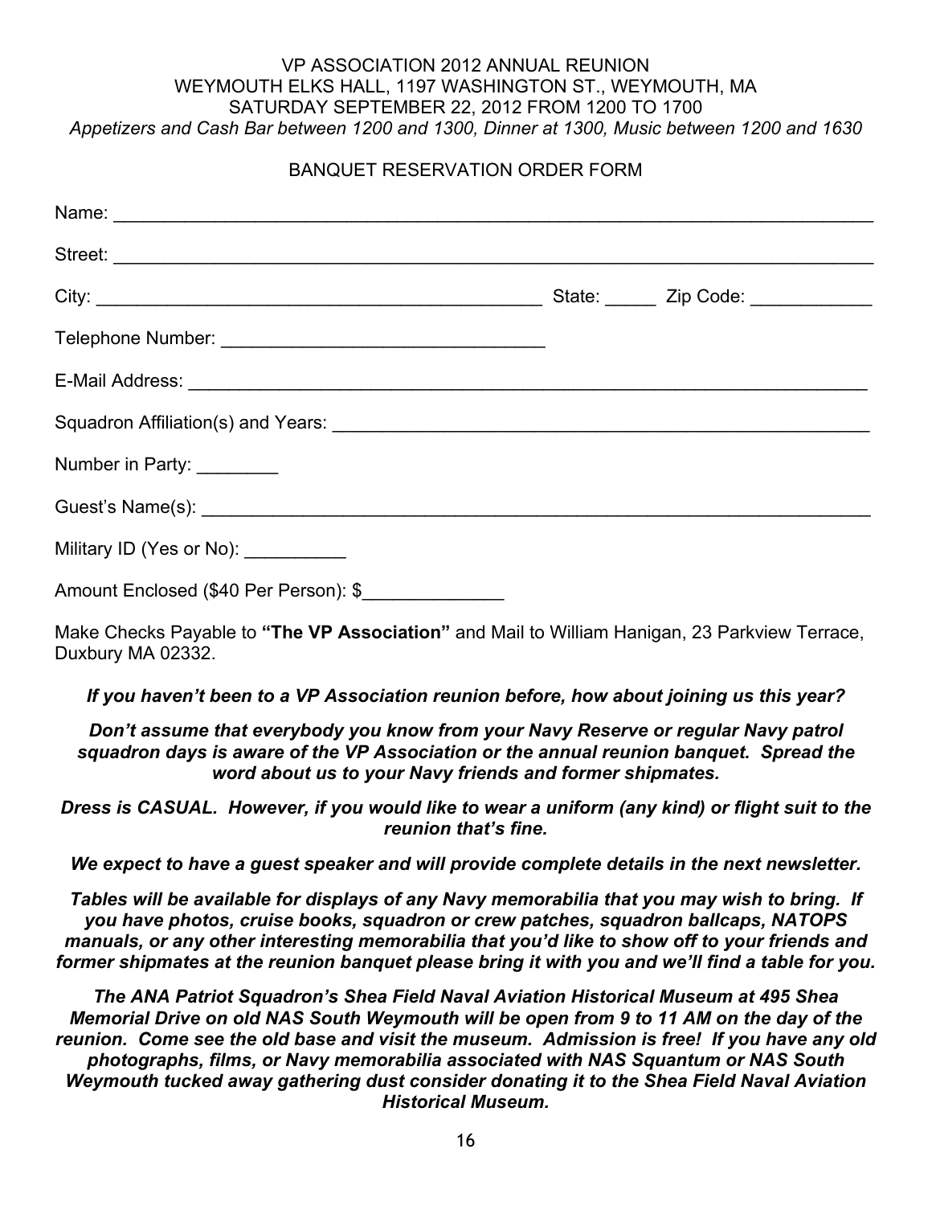VP ASSOCIATION 2012 ANNUAL REUNION
WEYMOUTH ELKS HALL, 1197 WASHINGTON ST., WEYMOUTH, MA
SATURDAY SEPTEMBER 22, 2012 FROM 1200 TO 1700
*Appetizers and Cash Bar between 1200 and 1300, Dinner at 1300, Music between 1200 and 1630*

BANQUET RESERVATION ORDER FORM

Name: ___________________________________________________________________________

Street: ___________________________________________________________________________

City: _____________________________________________ State: _____ Zip Code: ____________

Telephone Number: ________________________________

E-Mail Address: ______________________________________________________________________

Squadron Affiliation(s) and Years: ________________________________________________________

Number in Party: ________

Guest's Name(s): ____________________________________________________________________

Military ID (Yes or No): __________

Amount Enclosed ($40 Per Person): $______________

Make Checks Payable to **"The VP Association"** and Mail to William Hanigan, 23 Parkview Terrace, Duxbury MA 02332.

***If you haven't been to a VP Association reunion before, how about joining us this year?***

***Don't assume that everybody you know from your Navy Reserve or regular Navy patrol squadron days is aware of the VP Association or the annual reunion banquet. Spread the word about us to your Navy friends and former shipmates.***

***Dress is CASUAL. However, if you would like to wear a uniform (any kind) or flight suit to the reunion that's fine.***

***We expect to have a guest speaker and will provide complete details in the next newsletter.***

***Tables will be available for displays of any Navy memorabilia that you may wish to bring. If you have photos, cruise books, squadron or crew patches, squadron ballcaps, NATOPS manuals, or any other interesting memorabilia that you'd like to show off to your friends and former shipmates at the reunion banquet please bring it with you and we'll find a table for you.***

***The ANA Patriot Squadron's Shea Field Naval Aviation Historical Museum at 495 Shea Memorial Drive on old NAS South Weymouth will be open from 9 to 11 AM on the day of the reunion. Come see the old base and visit the museum. Admission is free! If you have any old photographs, films, or Navy memorabilia associated with NAS Squantum or NAS South Weymouth tucked away gathering dust consider donating it to the Shea Field Naval Aviation Historical Museum.***